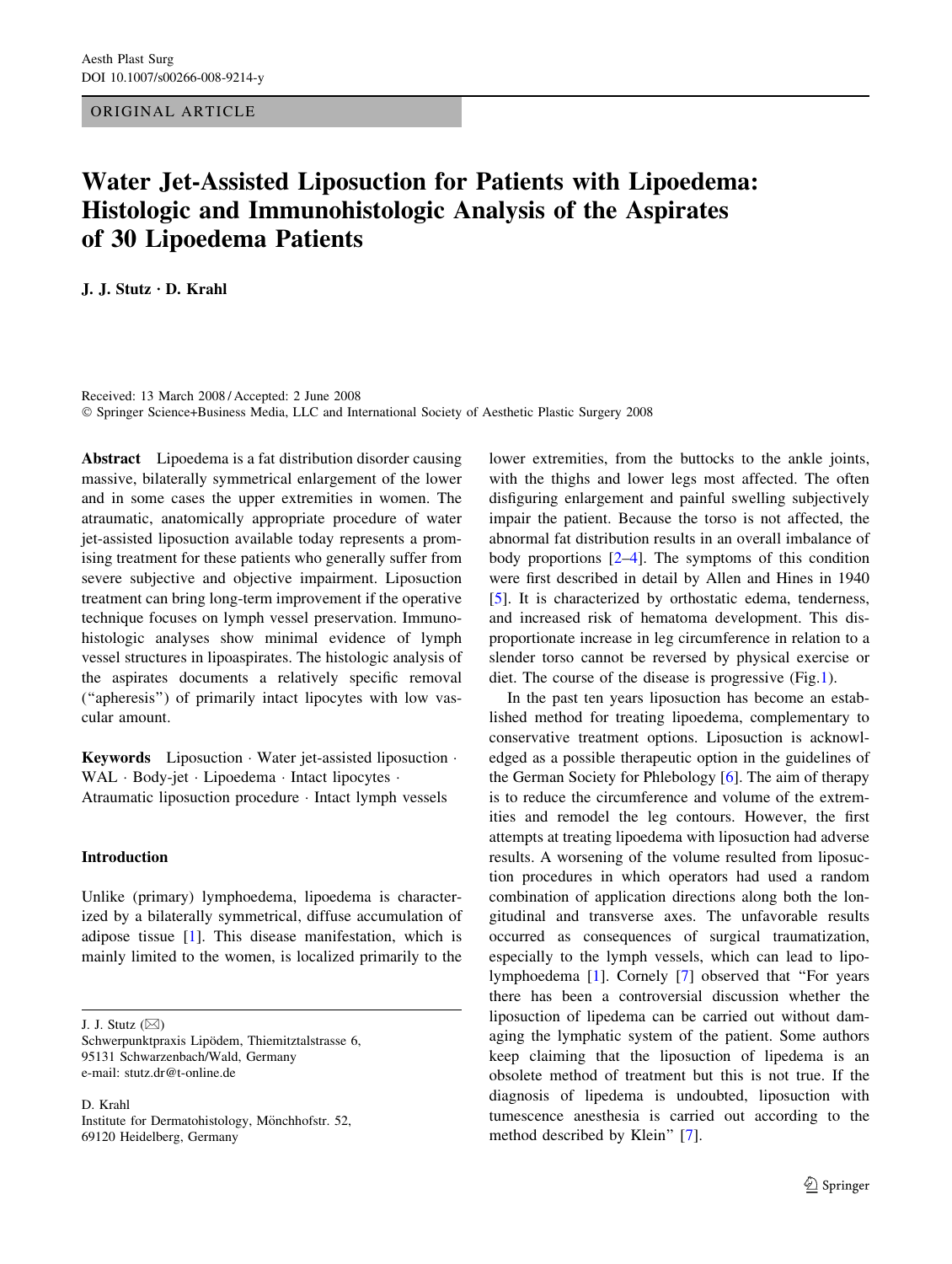ORIGINAL ARTICLE

# Water Jet-Assisted Liposuction for Patients with Lipoedema: Histologic and Immunohistologic Analysis of the Aspirates of 30 Lipoedema Patients

**J. J. Stutz · D. Krahl**

Received: 13 March 2008 / Accepted: 2 June 2008
© Springer Science+Business Media, LLC and International Society of Aesthetic Plastic Surgery 2008

**Abstract** Lipoedema is a fat distribution disorder causing massive, bilaterally symmetrical enlargement of the lower and in some cases the upper extremities in women. The atraumatic, anatomically appropriate procedure of water jet-assisted liposuction available today represents a promising treatment for these patients who generally suffer from severe subjective and objective impairment. Liposuction treatment can bring long-term improvement if the operative technique focuses on lymph vessel preservation. Immunohistologic analyses show minimal evidence of lymph vessel structures in lipoaspirates. The histologic analysis of the aspirates documents a relatively specific removal ("apheresis") of primarily intact lipocytes with low vascular amount.

**Keywords** Liposuction · Water jet-assisted liposuction · WAL · Body-jet · Lipoedema · Intact lipocytes · Atraumatic liposuction procedure · Intact lymph vessels

## Introduction

Unlike (primary) lymphoedema, lipoedema is characterized by a bilaterally symmetrical, diffuse accumulation of adipose tissue [1]. This disease manifestation, which is mainly limited to the women, is localized primarily to the lower extremities, from the buttocks to the ankle joints, with the thighs and lower legs most affected. The often disfiguring enlargement and painful swelling subjectively impair the patient. Because the torso is not affected, the abnormal fat distribution results in an overall imbalance of body proportions [2–4]. The symptoms of this condition were first described in detail by Allen and Hines in 1940 [5]. It is characterized by orthostatic edema, tenderness, and increased risk of hematoma development. This disproportionate increase in leg circumference in relation to a slender torso cannot be reversed by physical exercise or diet. The course of the disease is progressive (Fig. 1).

In the past ten years liposuction has become an established method for treating lipoedema, complementary to conservative treatment options. Liposuction is acknowledged as a possible therapeutic option in the guidelines of the German Society for Phlebology [6]. The aim of therapy is to reduce the circumference and volume of the extremities and remodel the leg contours. However, the first attempts at treating lipoedema with liposuction had adverse results. A worsening of the volume resulted from liposuction procedures in which operators had used a random combination of application directions along both the longitudinal and transverse axes. The unfavorable results occurred as consequences of surgical traumatization, especially to the lymph vessels, which can lead to lipo-lymphoedema [1]. Cornely [7] observed that "For years there has been a controversial discussion whether the liposuction of lipedema can be carried out without damaging the lymphatic system of the patient. Some authors keep claiming that the liposuction of lipedema is an obsolete method of treatment but this is not true. If the diagnosis of lipedema is undoubted, liposuction with tumescence anesthesia is carried out according to the method described by Klein" [7].

J. J. Stutz (✉)
Schwerpunktpraxis Lipödem, Thiemitztalstrasse 6,
95131 Schwarzenbach/Wald, Germany
e-mail: stutz.dr@t-online.de

D. Krahl
Institute for Dermatohistology, Mönchhofstr. 52,
69120 Heidelberg, Germany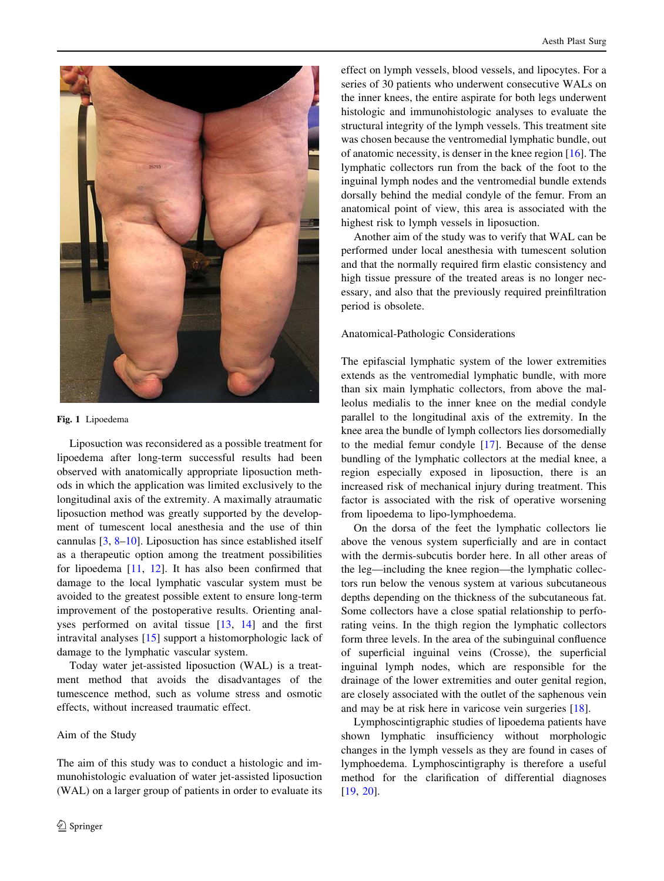Fig. 1 Lipoedema

Liposuction was reconsidered as a possible treatment for lipoedema after long-term successful results had been observed with anatomically appropriate liposuction methods in which the application was limited exclusively to the longitudinal axis of the extremity. A maximally atraumatic liposuction method was greatly supported by the development of tumescent local anesthesia and the use of thin cannulas [3, 8–10]. Liposuction has since established itself as a therapeutic option among the treatment possibilities for lipoedema [11, 12]. It has also been confirmed that damage to the local lymphatic vascular system must be avoided to the greatest possible extent to ensure long-term improvement of the postoperative results. Orienting analyses performed on avital tissue [13, 14] and the first intravital analyses [15] support a histomorphologic lack of damage to the lymphatic vascular system.

Today water jet-assisted liposuction (WAL) is a treatment method that avoids the disadvantages of the tumescence method, such as volume stress and osmotic effects, without increased traumatic effect.

## Aim of the Study

The aim of this study was to conduct a histologic and immunohistologic evaluation of water jet-assisted liposuction (WAL) on a larger group of patients in order to evaluate its effect on lymph vessels, blood vessels, and lipocytes. For a series of 30 patients who underwent consecutive WALs on the inner knees, the entire aspirate for both legs underwent histologic and immunohistologic analyses to evaluate the structural integrity of the lymph vessels. This treatment site was chosen because the ventromedial lymphatic bundle, out of anatomic necessity, is denser in the knee region [16]. The lymphatic collectors run from the back of the foot to the inguinal lymph nodes and the ventromedial bundle extends dorsally behind the medial condyle of the femur. From an anatomical point of view, this area is associated with the highest risk to lymph vessels in liposuction.

Another aim of the study was to verify that WAL can be performed under local anesthesia with tumescent solution and that the normally required firm elastic consistency and high tissue pressure of the treated areas is no longer necessary, and also that the previously required preinfiltration period is obsolete.

## Anatomical-Pathologic Considerations

The epifascial lymphatic system of the lower extremities extends as the ventromedial lymphatic bundle, with more than six main lymphatic collectors, from above the malleolus medialis to the inner knee on the medial condyle parallel to the longitudinal axis of the extremity. In the knee area the bundle of lymph collectors lies dorsomedially to the medial femur condyle [17]. Because of the dense bundling of the lymphatic collectors at the medial knee, a region especially exposed in liposuction, there is an increased risk of mechanical injury during treatment. This factor is associated with the risk of operative worsening from lipoedema to lipo-lymphoedema.

On the dorsa of the feet the lymphatic collectors lie above the venous system superficially and are in contact with the dermis-subcutis border here. In all other areas of the leg—including the knee region—the lymphatic collectors run below the venous system at various subcutaneous depths depending on the thickness of the subcutaneous fat. Some collectors have a close spatial relationship to perforating veins. In the thigh region the lymphatic collectors form three levels. In the area of the subinguinal confluence of superficial inguinal veins (Crosse), the superficial inguinal lymph nodes, which are responsible for the drainage of the lower extremities and outer genital region, are closely associated with the outlet of the saphenous vein and may be at risk here in varicose vein surgeries [18].

Lymphoscintigraphic studies of lipoedema patients have shown lymphatic insufficiency without morphologic changes in the lymph vessels as they are found in cases of lymphoedema. Lymphoscintigraphy is therefore a useful method for the clarification of differential diagnoses [19, 20].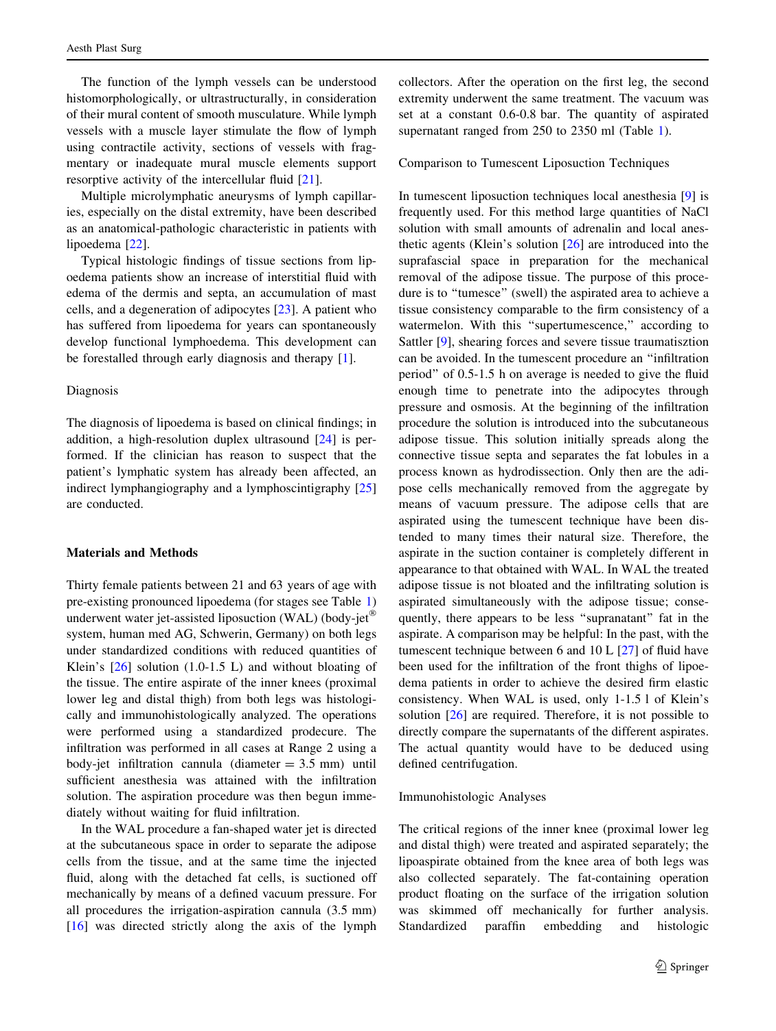The function of the lymph vessels can be understood histomorphologically, or ultrastructurally, in consideration of their mural content of smooth musculature. While lymph vessels with a muscle layer stimulate the flow of lymph using contractile activity, sections of vessels with fragmentary or inadequate mural muscle elements support resorptive activity of the intercellular fluid [21].

Multiple microlymphatic aneurysms of lymph capillaries, especially on the distal extremity, have been described as an anatomical-pathologic characteristic in patients with lipoedema [22].

Typical histologic findings of tissue sections from lipoedema patients show an increase of interstitial fluid with edema of the dermis and septa, an accumulation of mast cells, and a degeneration of adipocytes [23]. A patient who has suffered from lipoedema for years can spontaneously develop functional lymphoedema. This development can be forestalled through early diagnosis and therapy [1].

### Diagnosis

The diagnosis of lipoedema is based on clinical findings; in addition, a high-resolution duplex ultrasound [24] is performed. If the clinician has reason to suspect that the patient's lymphatic system has already been affected, an indirect lymphangiography and a lymphoscintigraphy [25] are conducted.

## Materials and Methods

Thirty female patients between 21 and 63 years of age with pre-existing pronounced lipoedema (for stages see Table 1) underwent water jet-assisted liposuction (WAL) (body-jet® system, human med AG, Schwerin, Germany) on both legs under standardized conditions with reduced quantities of Klein's [26] solution (1.0-1.5 L) and without bloating of the tissue. The entire aspirate of the inner knees (proximal lower leg and distal thigh) from both legs was histologically and immunohistologically analyzed. The operations were performed using a standardized prodecure. The infiltration was performed in all cases at Range 2 using a body-jet infiltration cannula (diameter = 3.5 mm) until sufficient anesthesia was attained with the infiltration solution. The aspiration procedure was then begun immediately without waiting for fluid infiltration.

In the WAL procedure a fan-shaped water jet is directed at the subcutaneous space in order to separate the adipose cells from the tissue, and at the same time the injected fluid, along with the detached fat cells, is suctioned off mechanically by means of a defined vacuum pressure. For all procedures the irrigation-aspiration cannula (3.5 mm) [16] was directed strictly along the axis of the lymph collectors. After the operation on the first leg, the second extremity underwent the same treatment. The vacuum was set at a constant 0.6-0.8 bar. The quantity of aspirated supernatant ranged from 250 to 2350 ml (Table 1).

### Comparison to Tumescent Liposuction Techniques

In tumescent liposuction techniques local anesthesia [9] is frequently used. For this method large quantities of NaCl solution with small amounts of adrenalin and local anesthetic agents (Klein's solution [26] are introduced into the suprafascial space in preparation for the mechanical removal of the adipose tissue. The purpose of this procedure is to "tumesce" (swell) the aspirated area to achieve a tissue consistency comparable to the firm consistency of a watermelon. With this "supertumescence," according to Sattler [9], shearing forces and severe tissue traumatisztion can be avoided. In the tumescent procedure an "infiltration period" of 0.5-1.5 h on average is needed to give the fluid enough time to penetrate into the adipocytes through pressure and osmosis. At the beginning of the infiltration procedure the solution is introduced into the subcutaneous adipose tissue. This solution initially spreads along the connective tissue septa and separates the fat lobules in a process known as hydrodissection. Only then are the adipose cells mechanically removed from the aggregate by means of vacuum pressure. The adipose cells that are aspirated using the tumescent technique have been distended to many times their natural size. Therefore, the aspirate in the suction container is completely different in appearance to that obtained with WAL. In WAL the treated adipose tissue is not bloated and the infiltrating solution is aspirated simultaneously with the adipose tissue; consequently, there appears to be less "supranatant" fat in the aspirate. A comparison may be helpful: In the past, with the tumescent technique between 6 and 10 L [27] of fluid have been used for the infiltration of the front thighs of lipoedema patients in order to achieve the desired firm elastic consistency. When WAL is used, only 1-1.5 l of Klein's solution [26] are required. Therefore, it is not possible to directly compare the supernatants of the different aspirates. The actual quantity would have to be deduced using defined centrifugation.

### Immunohistologic Analyses

The critical regions of the inner knee (proximal lower leg and distal thigh) were treated and aspirated separately; the lipoaspirate obtained from the knee area of both legs was also collected separately. The fat-containing operation product floating on the surface of the irrigation solution was skimmed off mechanically for further analysis. Standardized paraffin embedding and histologic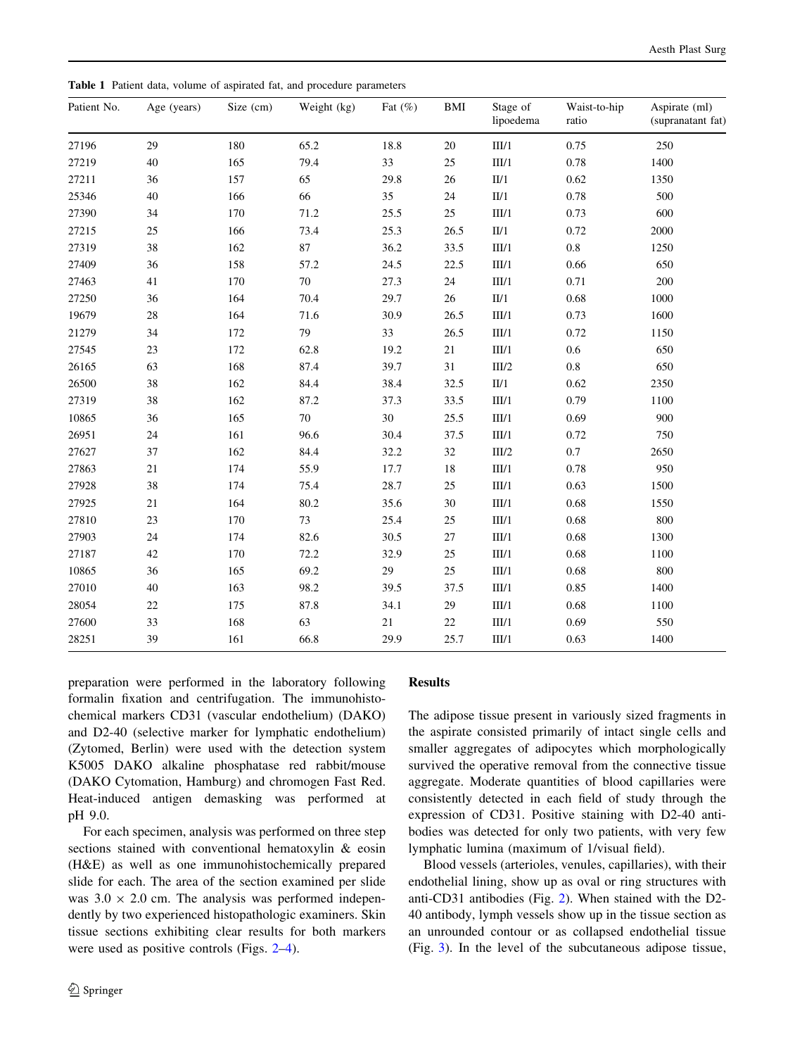**Table 1** Patient data, volume of aspirated fat, and procedure parameters

| Patient No. | Age (years) | Size (cm) | Weight (kg) | Fat (%) | BMI | Stage of lipoedema | Waist-to-hip ratio | Aspirate (ml) (supranatant fat) |
|---|---|---|---|---|---|---|---|---|
| 27196 | 29 | 180 | 65.2 | 18.8 | 20 | III/1 | 0.75 | 250 |
| 27219 | 40 | 165 | 79.4 | 33 | 25 | III/1 | 0.78 | 1400 |
| 27211 | 36 | 157 | 65 | 29.8 | 26 | II/1 | 0.62 | 1350 |
| 25346 | 40 | 166 | 66 | 35 | 24 | II/1 | 0.78 | 500 |
| 27390 | 34 | 170 | 71.2 | 25.5 | 25 | III/1 | 0.73 | 600 |
| 27215 | 25 | 166 | 73.4 | 25.3 | 26.5 | II/1 | 0.72 | 2000 |
| 27319 | 38 | 162 | 87 | 36.2 | 33.5 | III/1 | 0.8 | 1250 |
| 27409 | 36 | 158 | 57.2 | 24.5 | 22.5 | III/1 | 0.66 | 650 |
| 27463 | 41 | 170 | 70 | 27.3 | 24 | III/1 | 0.71 | 200 |
| 27250 | 36 | 164 | 70.4 | 29.7 | 26 | II/1 | 0.68 | 1000 |
| 19679 | 28 | 164 | 71.6 | 30.9 | 26.5 | III/1 | 0.73 | 1600 |
| 21279 | 34 | 172 | 79 | 33 | 26.5 | III/1 | 0.72 | 1150 |
| 27545 | 23 | 172 | 62.8 | 19.2 | 21 | III/1 | 0.6 | 650 |
| 26165 | 63 | 168 | 87.4 | 39.7 | 31 | III/2 | 0.8 | 650 |
| 26500 | 38 | 162 | 84.4 | 38.4 | 32.5 | II/1 | 0.62 | 2350 |
| 27319 | 38 | 162 | 87.2 | 37.3 | 33.5 | III/1 | 0.79 | 1100 |
| 10865 | 36 | 165 | 70 | 30 | 25.5 | III/1 | 0.69 | 900 |
| 26951 | 24 | 161 | 96.6 | 30.4 | 37.5 | III/1 | 0.72 | 750 |
| 27627 | 37 | 162 | 84.4 | 32.2 | 32 | III/2 | 0.7 | 2650 |
| 27863 | 21 | 174 | 55.9 | 17.7 | 18 | III/1 | 0.78 | 950 |
| 27928 | 38 | 174 | 75.4 | 28.7 | 25 | III/1 | 0.63 | 1500 |
| 27925 | 21 | 164 | 80.2 | 35.6 | 30 | III/1 | 0.68 | 1550 |
| 27810 | 23 | 170 | 73 | 25.4 | 25 | III/1 | 0.68 | 800 |
| 27903 | 24 | 174 | 82.6 | 30.5 | 27 | III/1 | 0.68 | 1300 |
| 27187 | 42 | 170 | 72.2 | 32.9 | 25 | III/1 | 0.68 | 1100 |
| 10865 | 36 | 165 | 69.2 | 29 | 25 | III/1 | 0.68 | 800 |
| 27010 | 40 | 163 | 98.2 | 39.5 | 37.5 | III/1 | 0.85 | 1400 |
| 28054 | 22 | 175 | 87.8 | 34.1 | 29 | III/1 | 0.68 | 1100 |
| 27600 | 33 | 168 | 63 | 21 | 22 | III/1 | 0.69 | 550 |
| 28251 | 39 | 161 | 66.8 | 29.9 | 25.7 | III/1 | 0.63 | 1400 |

preparation were performed in the laboratory following formalin fixation and centrifugation. The immunohistochemical markers CD31 (vascular endothelium) (DAKO) and D2-40 (selective marker for lymphatic endothelium) (Zytomed, Berlin) were used with the detection system K5005 DAKO alkaline phosphatase red rabbit/mouse (DAKO Cytomation, Hamburg) and chromogen Fast Red. Heat-induced antigen demasking was performed at pH 9.0.

For each specimen, analysis was performed on three step sections stained with conventional hematoxylin & eosin (H&E) as well as one immunohistochemically prepared slide for each. The area of the section examined per slide was $3.0 \times 2.0$ cm. The analysis was performed independently by two experienced histopathologic examiners. Skin tissue sections exhibiting clear results for both markers were used as positive controls (Figs. 2–4).

## Results

The adipose tissue present in variously sized fragments in the aspirate consisted primarily of intact single cells and smaller aggregates of adipocytes which morphologically survived the operative removal from the connective tissue aggregate. Moderate quantities of blood capillaries were consistently detected in each field of study through the expression of CD31. Positive staining with D2-40 antibodies was detected for only two patients, with very few lymphatic lumina (maximum of 1/visual field).

Blood vessels (arterioles, venules, capillaries), with their endothelial lining, show up as oval or ring structures with anti-CD31 antibodies (Fig. 2). When stained with the D2-40 antibody, lymph vessels show up in the tissue section as an unrounded contour or as collapsed endothelial tissue (Fig. 3). In the level of the subcutaneous adipose tissue,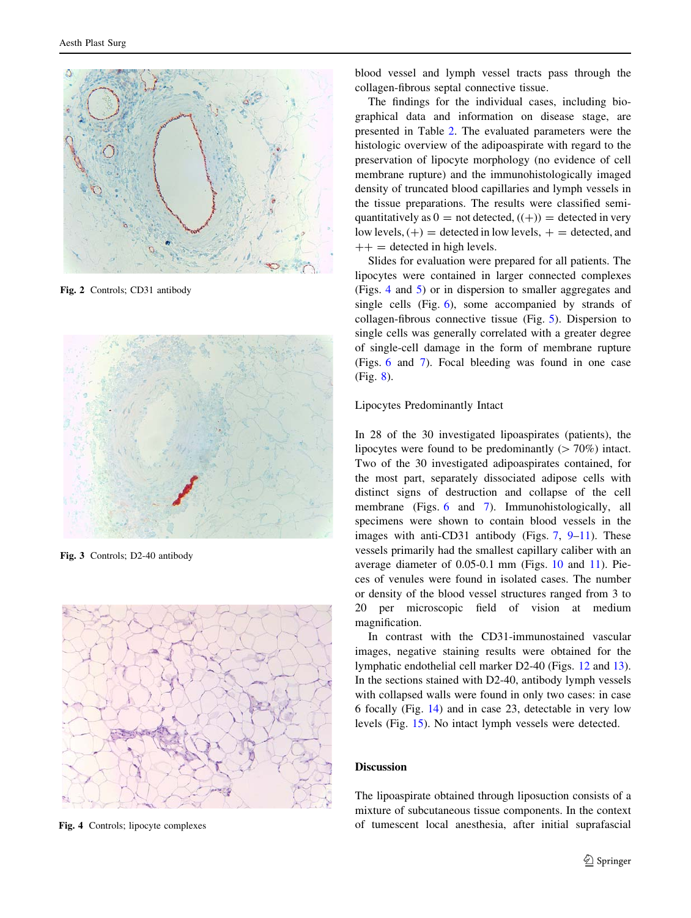Fig. 2 Controls; CD31 antibody

Fig. 3 Controls; D2-40 antibody

Fig. 4 Controls; lipocyte complexes

blood vessel and lymph vessel tracts pass through the collagen-fibrous septal connective tissue.

The findings for the individual cases, including biographical data and information on disease stage, are presented in Table 2. The evaluated parameters were the histologic overview of the adipoaspirate with regard to the preservation of lipocyte morphology (no evidence of cell membrane rupture) and the immunohistologically imaged density of truncated blood capillaries and lymph vessels in the tissue preparations. The results were classified semi-quantitatively as 0 = not detected, ((+)) = detected in very low levels, (+) = detected in low levels, + = detected, and ++ = detected in high levels.

Slides for evaluation were prepared for all patients. The lipocytes were contained in larger connected complexes (Figs. 4 and 5) or in dispersion to smaller aggregates and single cells (Fig. 6), some accompanied by strands of collagen-fibrous connective tissue (Fig. 5). Dispersion to single cells was generally correlated with a greater degree of single-cell damage in the form of membrane rupture (Figs. 6 and 7). Focal bleeding was found in one case (Fig. 8).

### Lipocytes Predominantly Intact

In 28 of the 30 investigated lipoaspirates (patients), the lipocytes were found to be predominantly (> 70%) intact. Two of the 30 investigated adipoaspirates contained, for the most part, separately dissociated adipose cells with distinct signs of destruction and collapse of the cell membrane (Figs. 6 and 7). Immunohistologically, all specimens were shown to contain blood vessels in the images with anti-CD31 antibody (Figs. 7, 9–11). These vessels primarily had the smallest capillary caliber with an average diameter of 0.05-0.1 mm (Figs. 10 and 11). Pieces of venules were found in isolated cases. The number or density of the blood vessel structures ranged from 3 to 20 per microscopic field of vision at medium magnification.

In contrast with the CD31-immunostained vascular images, negative staining results were obtained for the lymphatic endothelial cell marker D2-40 (Figs. 12 and 13). In the sections stained with D2-40, antibody lymph vessels with collapsed walls were found in only two cases: in case 6 focally (Fig. 14) and in case 23, detectable in very low levels (Fig. 15). No intact lymph vessels were detected.

## Discussion

The lipoaspirate obtained through liposuction consists of a mixture of subcutaneous tissue components. In the context of tumescent local anesthesia, after initial suprafascial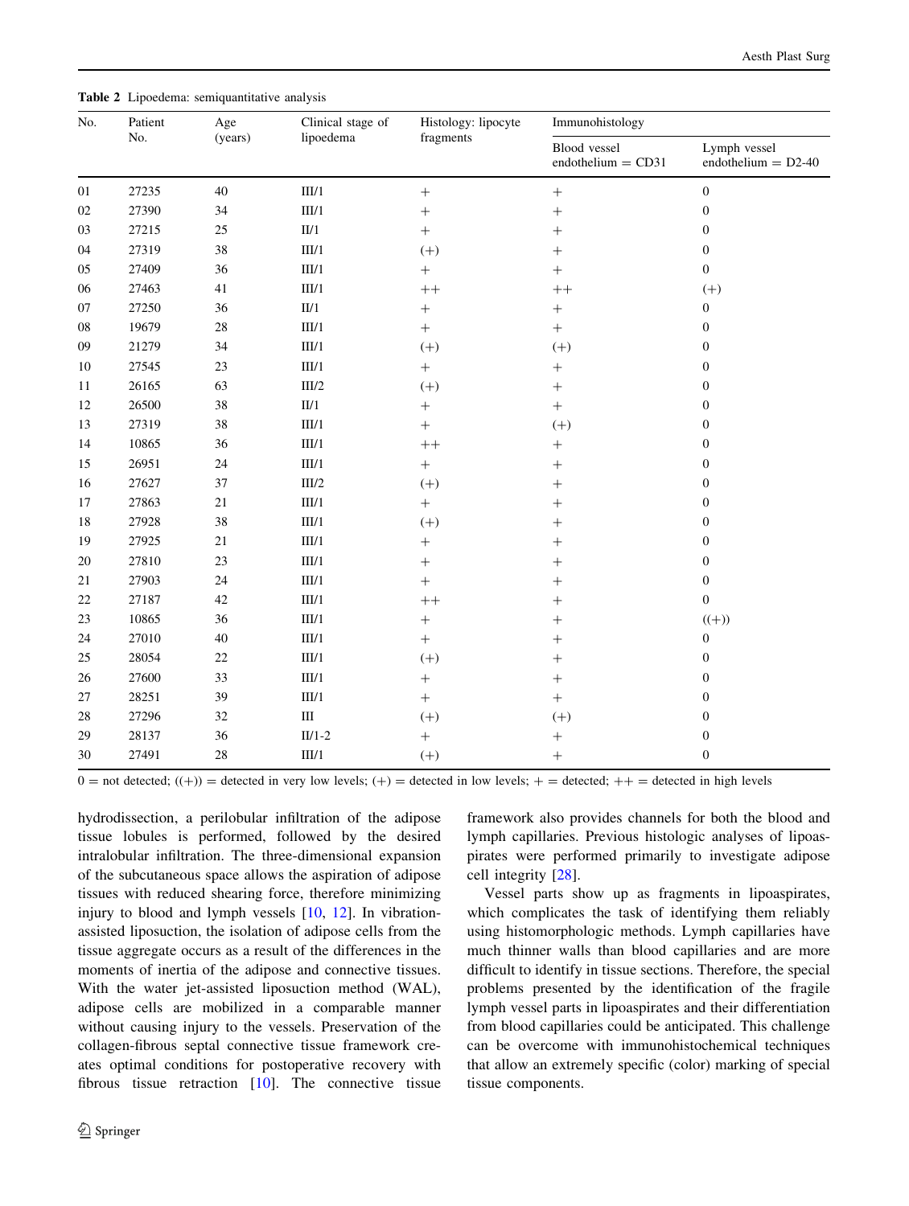**Table 2** Lipoedema: semiquantitative analysis

| No. | Patient No. | Age (years) | Clinical stage of lipoedema | Histology: lipocyte fragments | Immunohistology | |
|---|---|---|---|---|---|---|
| | | | | | Blood vessel endothelium = CD31 | Lymph vessel endothelium = D2-40 |
| 01 | 27235 | 40 | III/1 | + | + | 0 |
| 02 | 27390 | 34 | III/1 | + | + | 0 |
| 03 | 27215 | 25 | II/1 | + | + | 0 |
| 04 | 27319 | 38 | III/1 | (+) | + | 0 |
| 05 | 27409 | 36 | III/1 | + | + | 0 |
| 06 | 27463 | 41 | III/1 | ++ | ++ | (+) |
| 07 | 27250 | 36 | II/1 | + | + | 0 |
| 08 | 19679 | 28 | III/1 | + | + | 0 |
| 09 | 21279 | 34 | III/1 | (+) | (+) | 0 |
| 10 | 27545 | 23 | III/1 | + | + | 0 |
| 11 | 26165 | 63 | III/2 | (+) | + | 0 |
| 12 | 26500 | 38 | II/1 | + | + | 0 |
| 13 | 27319 | 38 | III/1 | + | (+) | 0 |
| 14 | 10865 | 36 | III/1 | ++ | + | 0 |
| 15 | 26951 | 24 | III/1 | + | + | 0 |
| 16 | 27627 | 37 | III/2 | (+) | + | 0 |
| 17 | 27863 | 21 | III/1 | + | + | 0 |
| 18 | 27928 | 38 | III/1 | (+) | + | 0 |
| 19 | 27925 | 21 | III/1 | + | + | 0 |
| 20 | 27810 | 23 | III/1 | + | + | 0 |
| 21 | 27903 | 24 | III/1 | + | + | 0 |
| 22 | 27187 | 42 | III/1 | ++ | + | 0 |
| 23 | 10865 | 36 | III/1 | + | + | ((+)) |
| 24 | 27010 | 40 | III/1 | + | + | 0 |
| 25 | 28054 | 22 | III/1 | (+) | + | 0 |
| 26 | 27600 | 33 | III/1 | + | + | 0 |
| 27 | 28251 | 39 | III/1 | + | + | 0 |
| 28 | 27296 | 32 | III | (+) | (+) | 0 |
| 29 | 28137 | 36 | II/1-2 | + | + | 0 |
| 30 | 27491 | 28 | III/1 | (+) | + | 0 |

0 = not detected; ((+)) = detected in very low levels; (+) = detected in low levels; + = detected; ++ = detected in high levels

hydrodissection, a perilobular infiltration of the adipose tissue lobules is performed, followed by the desired intralobular infiltration. The three-dimensional expansion of the subcutaneous space allows the aspiration of adipose tissues with reduced shearing force, therefore minimizing injury to blood and lymph vessels [10, 12]. In vibration-assisted liposuction, the isolation of adipose cells from the tissue aggregate occurs as a result of the differences in the moments of inertia of the adipose and connective tissues. With the water jet-assisted liposuction method (WAL), adipose cells are mobilized in a comparable manner without causing injury to the vessels. Preservation of the collagen-fibrous septal connective tissue framework creates optimal conditions for postoperative recovery with fibrous tissue retraction [10]. The connective tissue framework also provides channels for both the blood and lymph capillaries. Previous histologic analyses of lipoaspirates were performed primarily to investigate adipose cell integrity [28].

Vessel parts show up as fragments in lipoaspirates, which complicates the task of identifying them reliably using histomorphologic methods. Lymph capillaries have much thinner walls than blood capillaries and are more difficult to identify in tissue sections. Therefore, the special problems presented by the identification of the fragile lymph vessel parts in lipoaspirates and their differentiation from blood capillaries could be anticipated. This challenge can be overcome with immunohistochemical techniques that allow an extremely specific (color) marking of special tissue components.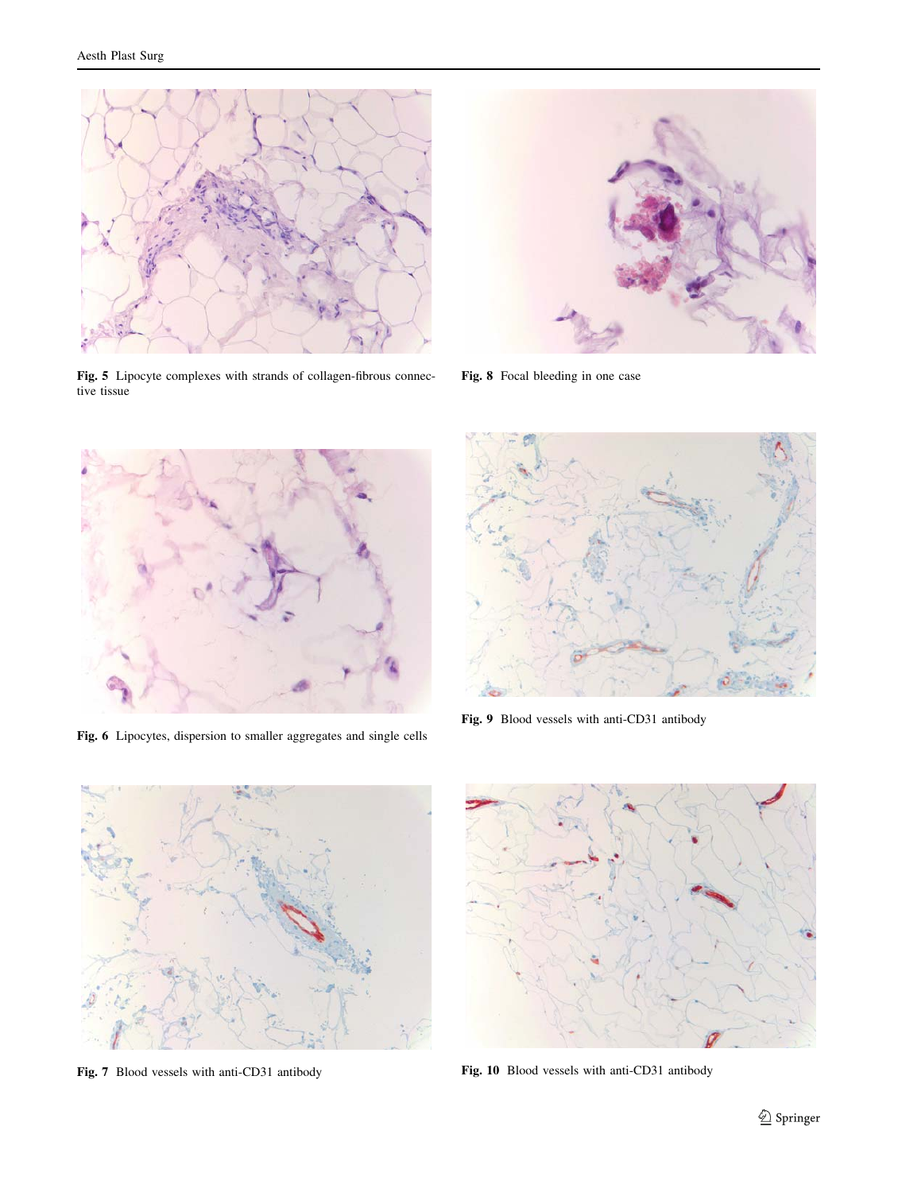Fig. 5 Lipocyte complexes with strands of collagen-fibrous connective tissue

Fig. 6 Lipocytes, dispersion to smaller aggregates and single cells

Fig. 7 Blood vessels with anti-CD31 antibody

Fig. 8 Focal bleeding in one case

Fig. 9 Blood vessels with anti-CD31 antibody

Fig. 10 Blood vessels with anti-CD31 antibody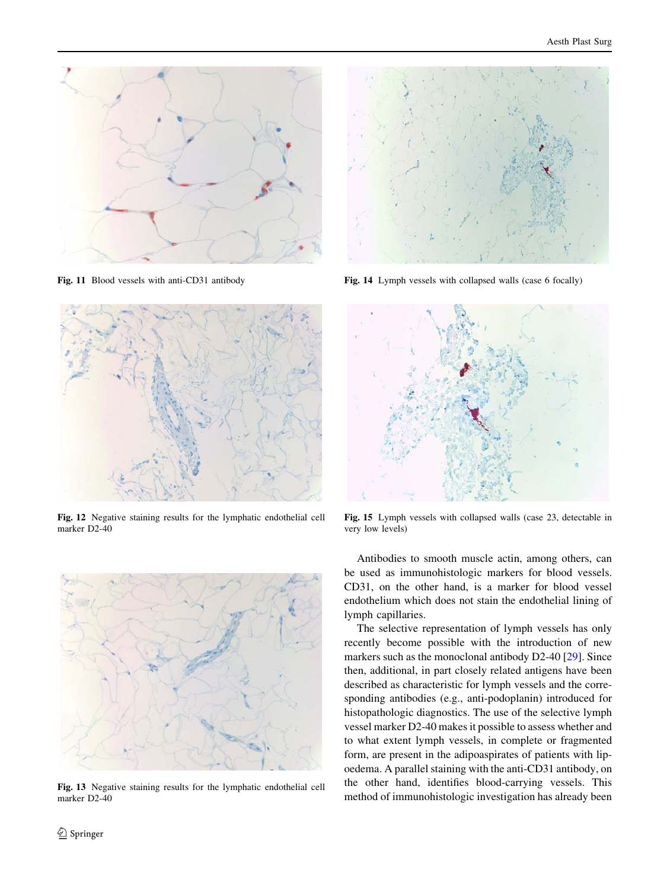Fig. 11 Blood vessels with anti-CD31 antibody

Fig. 12 Negative staining results for the lymphatic endothelial cell marker D2-40

Fig. 13 Negative staining results for the lymphatic endothelial cell marker D2-40

Fig. 14 Lymph vessels with collapsed walls (case 6 focally)

Fig. 15 Lymph vessels with collapsed walls (case 23, detectable in very low levels)

Antibodies to smooth muscle actin, among others, can be used as immunohistologic markers for blood vessels. CD31, on the other hand, is a marker for blood vessel endothelium which does not stain the endothelial lining of lymph capillaries.

The selective representation of lymph vessels has only recently become possible with the introduction of new markers such as the monoclonal antibody D2-40 [29]. Since then, additional, in part closely related antigens have been described as characteristic for lymph vessels and the corresponding antibodies (e.g., anti-podoplanin) introduced for histopathologic diagnostics. The use of the selective lymph vessel marker D2-40 makes it possible to assess whether and to what extent lymph vessels, in complete or fragmented form, are present in the adipoaspirates of patients with lipoedema. A parallel staining with the anti-CD31 antibody, on the other hand, identifies blood-carrying vessels. This method of immunohistologic investigation has already been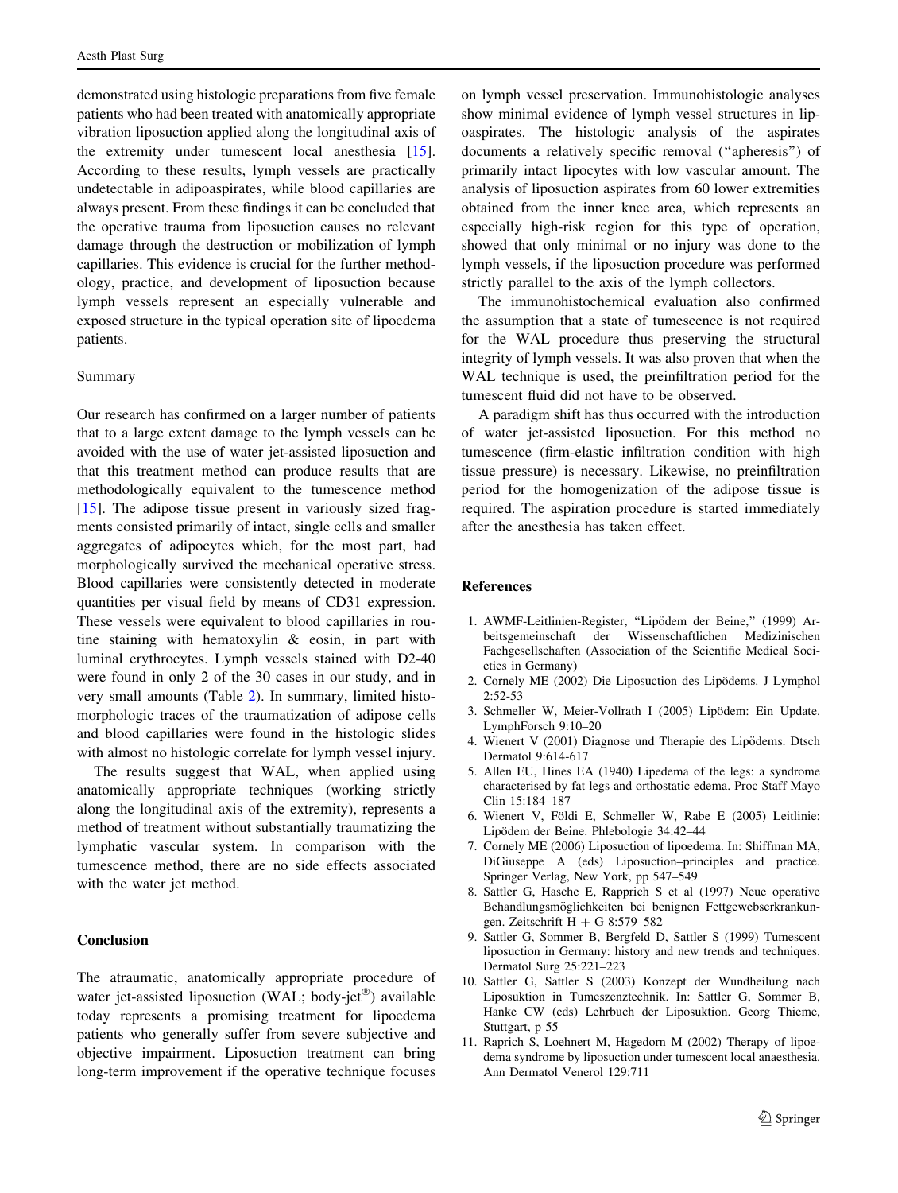demonstrated using histologic preparations from five female patients who had been treated with anatomically appropriate vibration liposuction applied along the longitudinal axis of the extremity under tumescent local anesthesia [15]. According to these results, lymph vessels are practically undetectable in adipoaspirates, while blood capillaries are always present. From these findings it can be concluded that the operative trauma from liposuction causes no relevant damage through the destruction or mobilization of lymph capillaries. This evidence is crucial for the further methodology, practice, and development of liposuction because lymph vessels represent an especially vulnerable and exposed structure in the typical operation site of lipoedema patients.

## Summary

Our research has confirmed on a larger number of patients that to a large extent damage to the lymph vessels can be avoided with the use of water jet-assisted liposuction and that this treatment method can produce results that are methodologically equivalent to the tumescence method [15]. The adipose tissue present in variously sized fragments consisted primarily of intact, single cells and smaller aggregates of adipocytes which, for the most part, had morphologically survived the mechanical operative stress. Blood capillaries were consistently detected in moderate quantities per visual field by means of CD31 expression. These vessels were equivalent to blood capillaries in routine staining with hematoxylin & eosin, in part with luminal erythrocytes. Lymph vessels stained with D2-40 were found in only 2 of the 30 cases in our study, and in very small amounts (Table 2). In summary, limited histomorphologic traces of the traumatization of adipose cells and blood capillaries were found in the histologic slides with almost no histologic correlate for lymph vessel injury.

The results suggest that WAL, when applied using anatomically appropriate techniques (working strictly along the longitudinal axis of the extremity), represents a method of treatment without substantially traumatizing the lymphatic vascular system. In comparison with the tumescence method, there are no side effects associated with the water jet method.

## Conclusion

The atraumatic, anatomically appropriate procedure of water jet-assisted liposuction (WAL; body-jet®) available today represents a promising treatment for lipoedema patients who generally suffer from severe subjective and objective impairment. Liposuction treatment can bring long-term improvement if the operative technique focuses on lymph vessel preservation. Immunohistologic analyses show minimal evidence of lymph vessel structures in lipoaspirates. The histologic analysis of the aspirates documents a relatively specific removal ("apheresis") of primarily intact lipocytes with low vascular amount. The analysis of liposuction aspirates from 60 lower extremities obtained from the inner knee area, which represents an especially high-risk region for this type of operation, showed that only minimal or no injury was done to the lymph vessels, if the liposuction procedure was performed strictly parallel to the axis of the lymph collectors.

The immunohistochemical evaluation also confirmed the assumption that a state of tumescence is not required for the WAL procedure thus preserving the structural integrity of lymph vessels. It was also proven that when the WAL technique is used, the preinfiltration period for the tumescent fluid did not have to be observed.

A paradigm shift has thus occurred with the introduction of water jet-assisted liposuction. For this method no tumescence (firm-elastic infiltration condition with high tissue pressure) is necessary. Likewise, no preinfiltration period for the homogenization of the adipose tissue is required. The aspiration procedure is started immediately after the anesthesia has taken effect.

## References

1. AWMF-Leitlinien-Register, "Lipödem der Beine," (1999) Arbeitsgemeinschaft der Wissenschaftlichen Medizinischen Fachgesellschaften (Association of the Scientific Medical Societies in Germany)
2. Cornely ME (2002) Die Liposuction des Lipödems. J Lymphol 2:52-53
3. Schmeller W, Meier-Vollrath I (2005) Lipödem: Ein Update. LymphForsch 9:10–20
4. Wienert V (2001) Diagnose und Therapie des Lipödems. Dtsch Dermatol 9:614-617
5. Allen EU, Hines EA (1940) Lipedema of the legs: a syndrome characterised by fat legs and orthostatic edema. Proc Staff Mayo Clin 15:184–187
6. Wienert V, Földi E, Schmeller W, Rabe E (2005) Leitlinie: Lipödem der Beine. Phlebologie 34:42–44
7. Cornely ME (2006) Liposuction of lipoedema. In: Shiffman MA, DiGiuseppe A (eds) Liposuction–principles and practice. Springer Verlag, New York, pp 547–549
8. Sattler G, Hasche E, Rapprich S et al (1997) Neue operative Behandlungsmöglichkeiten bei benignen Fettgewebserkrankungen. Zeitschrift H + G 8:579–582
9. Sattler G, Sommer B, Bergfeld D, Sattler S (1999) Tumescent liposuction in Germany: history and new trends and techniques. Dermatol Surg 25:221–223
10. Sattler G, Sattler S (2003) Konzept der Wundheilung nach Liposuktion in Tumeszenztechnik. In: Sattler G, Sommer B, Hanke CW (eds) Lehrbuch der Liposuktion. Georg Thieme, Stuttgart, p 55
11. Raprich S, Loehnert M, Hagedorn M (2002) Therapy of lipoedema syndrome by liposuction under tumescent local anaesthesia. Ann Dermatol Venerol 129:711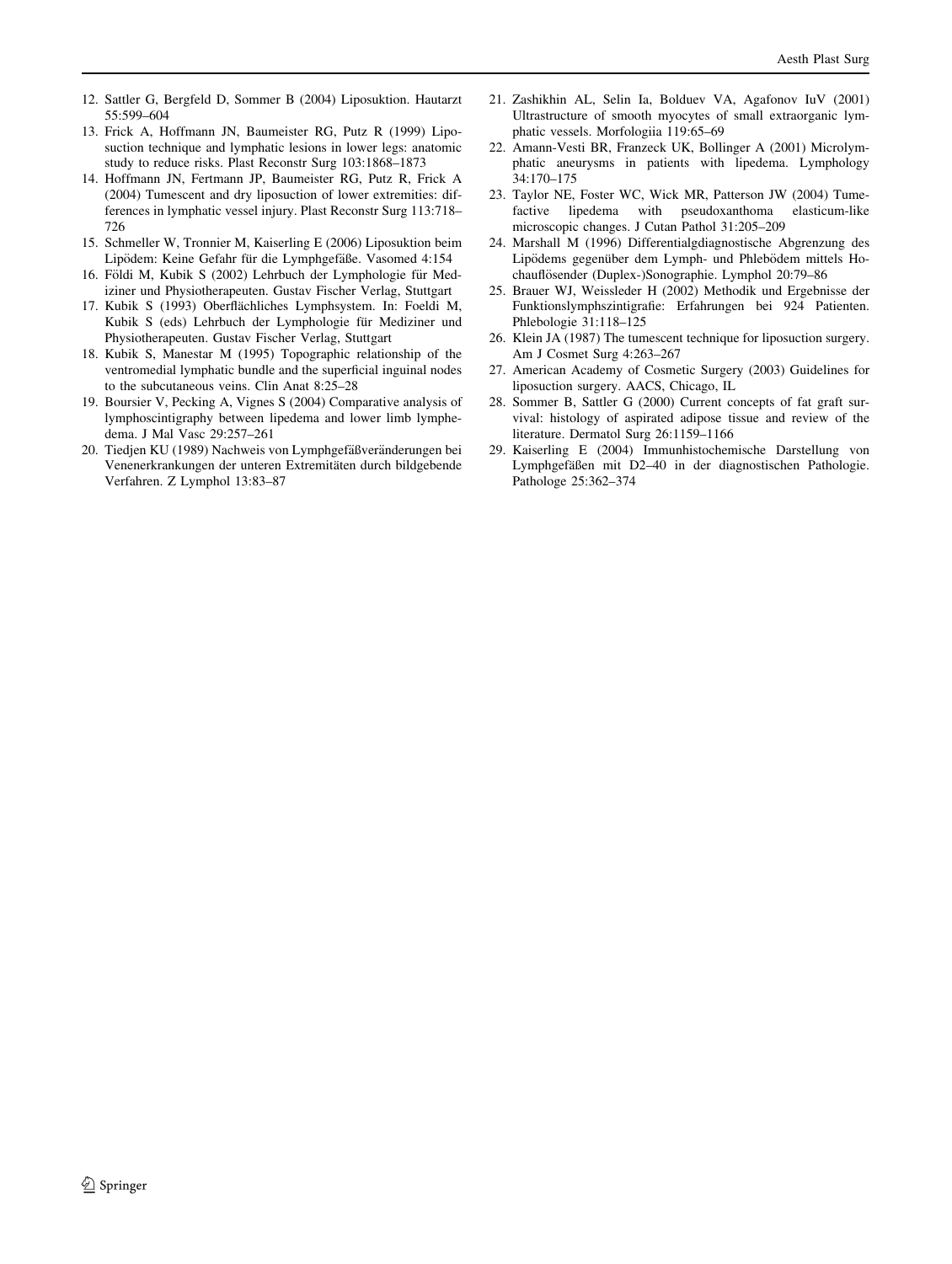12. Sattler G, Bergfeld D, Sommer B (2004) Liposuktion. Hautarzt 55:599–604
13. Frick A, Hoffmann JN, Baumeister RG, Putz R (1999) Liposuction technique and lymphatic lesions in lower legs: anatomic study to reduce risks. Plast Reconstr Surg 103:1868–1873
14. Hoffmann JN, Fertmann JP, Baumeister RG, Putz R, Frick A (2004) Tumescent and dry liposuction of lower extremities: differences in lymphatic vessel injury. Plast Reconstr Surg 113:718–726
15. Schmeller W, Tronnier M, Kaiserling E (2006) Liposuktion beim Lipödem: Keine Gefahr für die Lymphgefäße. Vasomed 4:154
16. Földi M, Kubik S (2002) Lehrbuch der Lymphologie für Mediziner und Physiotherapeuten. Gustav Fischer Verlag, Stuttgart
17. Kubik S (1993) Oberflächliches Lymphsystem. In: Foeldi M, Kubik S (eds) Lehrbuch der Lymphologie für Mediziner und Physiotherapeuten. Gustav Fischer Verlag, Stuttgart
18. Kubik S, Manestar M (1995) Topographic relationship of the ventromedial lymphatic bundle and the superficial inguinal nodes to the subcutaneous veins. Clin Anat 8:25–28
19. Boursier V, Pecking A, Vignes S (2004) Comparative analysis of lymphoscintigraphy between lipedema and lower limb lymphedema. J Mal Vasc 29:257–261
20. Tiedjen KU (1989) Nachweis von Lymphgefäßveränderungen bei Venenerkrankungen der unteren Extremitäten durch bildgebende Verfahren. Z Lymphol 13:83–87
21. Zashikhin AL, Selin Ia, Bolduev VA, Agafonov IuV (2001) Ultrastructure of smooth myocytes of small extraorganic lymphatic vessels. Morfologiia 119:65–69
22. Amann-Vesti BR, Franzeck UK, Bollinger A (2001) Microlymphatic aneurysms in patients with lipedema. Lymphology 34:170–175
23. Taylor NE, Foster WC, Wick MR, Patterson JW (2004) Tumefactive lipedema with pseudoxanthoma elasticum-like microscopic changes. J Cutan Pathol 31:205–209
24. Marshall M (1996) Differentialgdiagnostische Abgrenzung des Lipödems gegenüber dem Lymph- und Phlebödem mittels Hochauflösender (Duplex-)Sonographie. Lymphol 20:79–86
25. Brauer WJ, Weissleder H (2002) Methodik und Ergebnisse der Funktionslymphszintigrafie: Erfahrungen bei 924 Patienten. Phlebologie 31:118–125
26. Klein JA (1987) The tumescent technique for liposuction surgery. Am J Cosmet Surg 4:263–267
27. American Academy of Cosmetic Surgery (2003) Guidelines for liposuction surgery. AACS, Chicago, IL
28. Sommer B, Sattler G (2000) Current concepts of fat graft survival: histology of aspirated adipose tissue and review of the literature. Dermatol Surg 26:1159–1166
29. Kaiserling E (2004) Immunhistochemische Darstellung von Lymphgefäßen mit D2–40 in der diagnostischen Pathologie. Pathologe 25:362–374